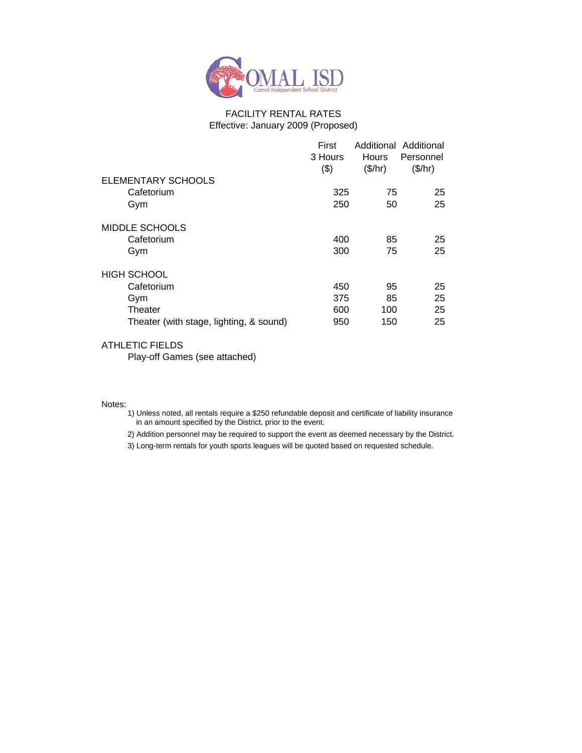# COMAL ISD

Comal Independent School District

## FACILITY RENTAL RATES

Effective: January 2009 (Proposed)

| | First 3 Hours ($) | Additional Hours ($/hr) | Additional Personnel ($/hr) |
|---|---|---|---|
| **ELEMENTARY SCHOOLS** | | | |
| Cafetorium | 325 | 75 | 25 |
| Gym | 250 | 50 | 25 |
| **MIDDLE SCHOOLS** | | | |
| Cafetorium | 400 | 85 | 25 |
| Gym | 300 | 75 | 25 |
| **HIGH SCHOOL** | | | |
| Cafetorium | 450 | 95 | 25 |
| Gym | 375 | 85 | 25 |
| Theater | 600 | 100 | 25 |
| Theater (with stage, lighting, & sound) | 950 | 150 | 25 |
| **ATHLETIC FIELDS** | | | |
| Play-off Games (see attached) | | | |

Notes:

1) Unless noted, all rentals require a $250 refundable deposit and certificate of liability insurance in an amount specified by the District, prior to the event.
2) Addition personnel may be required to support the event as deemed necessary by the District.
3) Long-term rentals for youth sports leagues will be quoted based on requested schedule.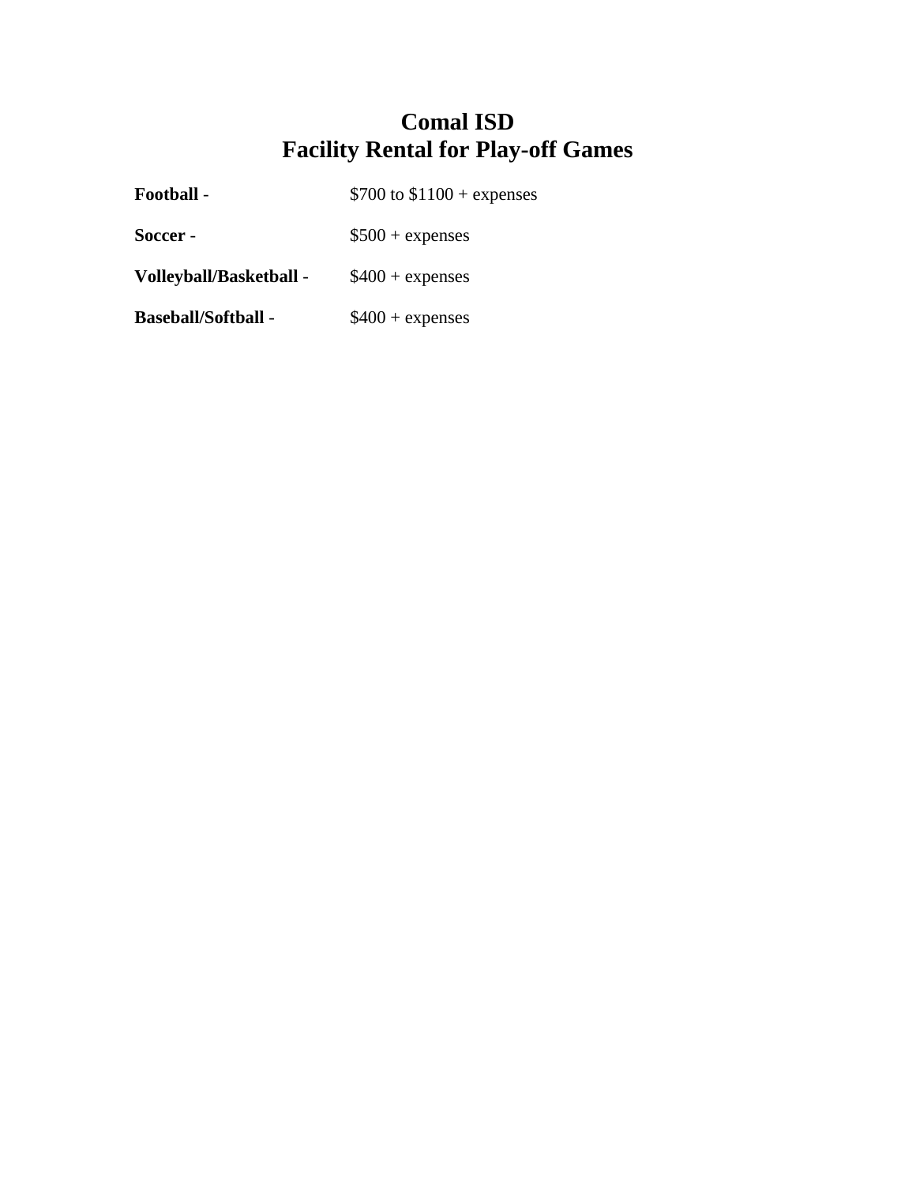# Comal ISD
# Facility Rental for Play-off Games

**Football** - $700 to $1100 + expenses

**Soccer** - $500 + expenses

**Volleyball/Basketball** - $400 + expenses

**Baseball/Softball** - $400 + expenses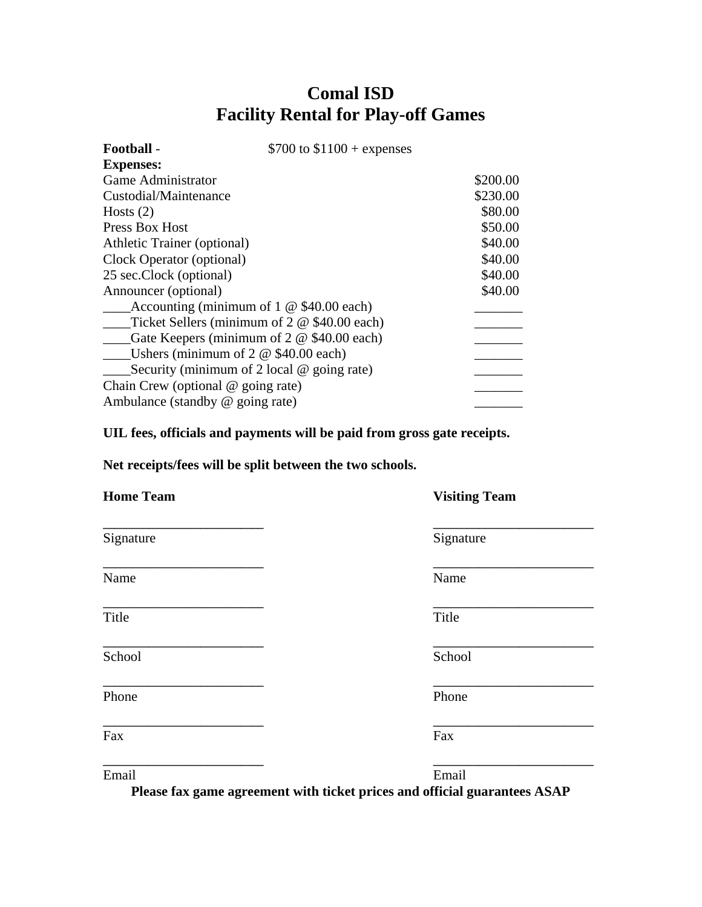# Comal ISD
# Facility Rental for Play-off Games

**Football** - $700 to $1100 + expenses

| **Expenses:** | |
|---|---|
| Game Administrator | $200.00 |
| Custodial/Maintenance | $230.00 |
| Hosts (2) | $80.00 |
| Press Box Host | $50.00 |
| Athletic Trainer (optional) | $40.00 |
| Clock Operator (optional) | $40.00 |
| 25 sec.Clock (optional) | $40.00 |
| Announcer (optional) | $40.00 |
| ____Accounting (minimum of 1 @ $40.00 each) | _______ |
| ____Ticket Sellers (minimum of 2 @ $40.00 each) | _______ |
| ____Gate Keepers (minimum of 2 @ $40.00 each) | _______ |
| ____Ushers (minimum of 2 @ $40.00 each) | _______ |
| ____Security (minimum of 2 local @ going rate) | _______ |
| Chain Crew (optional @ going rate) | _______ |
| Ambulance (standby @ going rate) | _______ |

**UIL fees, officials and payments will be paid from gross gate receipts.**

**Net receipts/fees will be split between the two schools.**

| **Home Team** | **Visiting Team** |
|---|---|
| ________________________ | ________________________ |
| Signature | Signature |
| ________________________ | ________________________ |
| Name | Name |
| ________________________ | ________________________ |
| Title | Title |
| ________________________ | ________________________ |
| School | School |
| ________________________ | ________________________ |
| Phone | Phone |
| ________________________ | ________________________ |
| Fax | Fax |
| ________________________ | ________________________ |
| Email | Email |

**Please fax game agreement with ticket prices and official guarantees ASAP**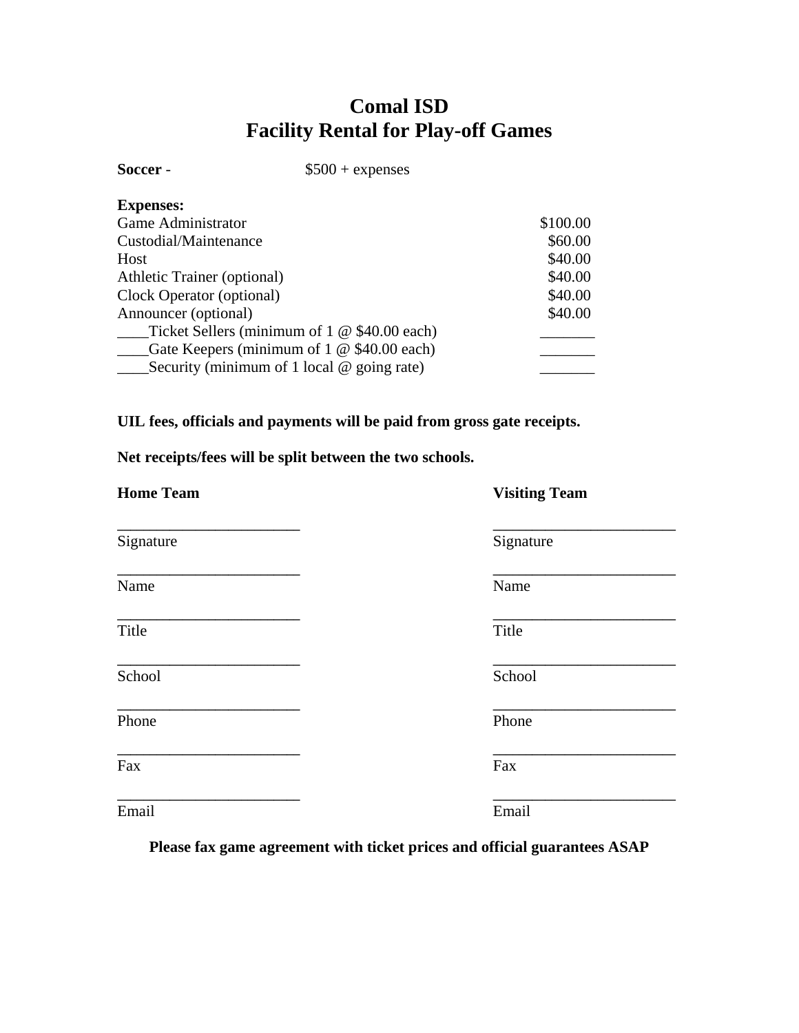# Comal ISD
# Facility Rental for Play-off Games

**Soccer** - $500 + expenses

**Expenses:**

| | |
|---|---|
| Game Administrator | $100.00 |
| Custodial/Maintenance | $60.00 |
| Host | $40.00 |
| Athletic Trainer (optional) | $40.00 |
| Clock Operator (optional) | $40.00 |
| Announcer (optional) | $40.00 |
| ____Ticket Sellers (minimum of 1 @ $40.00 each) | _______ |
| ____Gate Keepers (minimum of 1 @ $40.00 each) | _______ |
| ____Security (minimum of 1 local @ going rate) | _______ |

**UIL fees, officials and payments will be paid from gross gate receipts.**

**Net receipts/fees will be split between the two schools.**

| **Home Team** | **Visiting Team** |
|---|---|
| _______________________ | _______________________ |
| Signature | Signature |
| _______________________ | _______________________ |
| Name | Name |
| _______________________ | _______________________ |
| Title | Title |
| _______________________ | _______________________ |
| School | School |
| _______________________ | _______________________ |
| Phone | Phone |
| _______________________ | _______________________ |
| Fax | Fax |
| _______________________ | _______________________ |
| Email | Email |

**Please fax game agreement with ticket prices and official guarantees ASAP**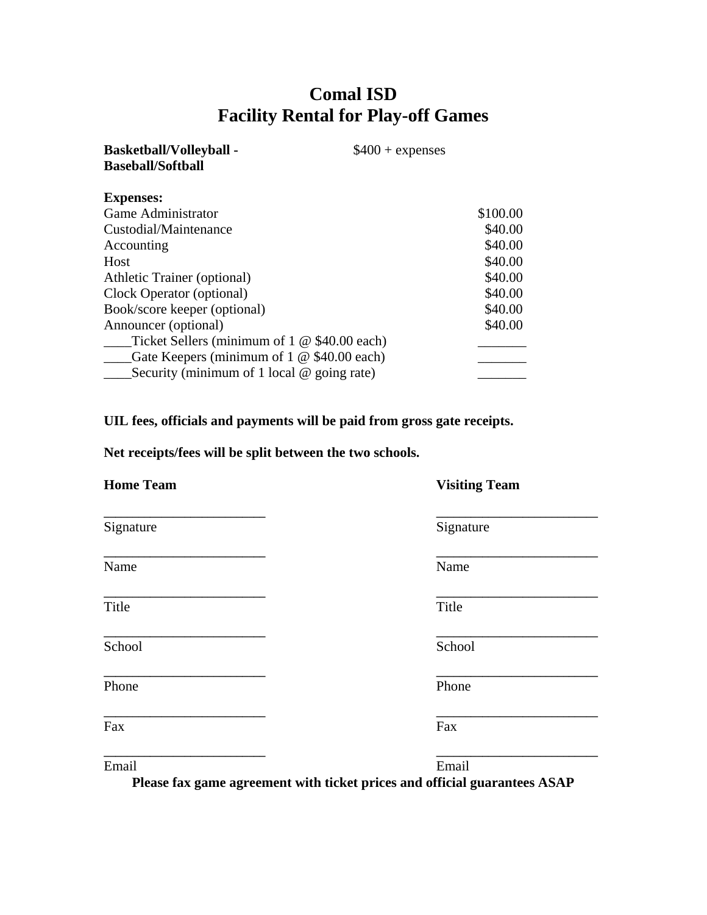# Comal ISD
# Facility Rental for Play-off Games

| | |
|---|---|
| **Basketball/Volleyball - Baseball/Softball** | $400 + expenses |

**Expenses:**

| | |
|---|---|
| Game Administrator | $100.00 |
| Custodial/Maintenance | $40.00 |
| Accounting | $40.00 |
| Host | $40.00 |
| Athletic Trainer (optional) | $40.00 |
| Clock Operator (optional) | $40.00 |
| Book/score keeper (optional) | $40.00 |
| Announcer (optional) | $40.00 |
| ____Ticket Sellers (minimum of 1 @ $40.00 each) | _______ |
| ____Gate Keepers (minimum of 1 @ $40.00 each) | _______ |
| ____Security (minimum of 1 local @ going rate) | _______ |

**UIL fees, officials and payments will be paid from gross gate receipts.**

**Net receipts/fees will be split between the two schools.**

| **Home Team** | **Visiting Team** |
|---|---|
| ________________________ Signature | ________________________ Signature |
| ________________________ Name | ________________________ Name |
| ________________________ Title | ________________________ Title |
| ________________________ School | ________________________ School |
| ________________________ Phone | ________________________ Phone |
| ________________________ Fax | ________________________ Fax |
| ________________________ Email | ________________________ Email |

**Please fax game agreement with ticket prices and official guarantees ASAP**